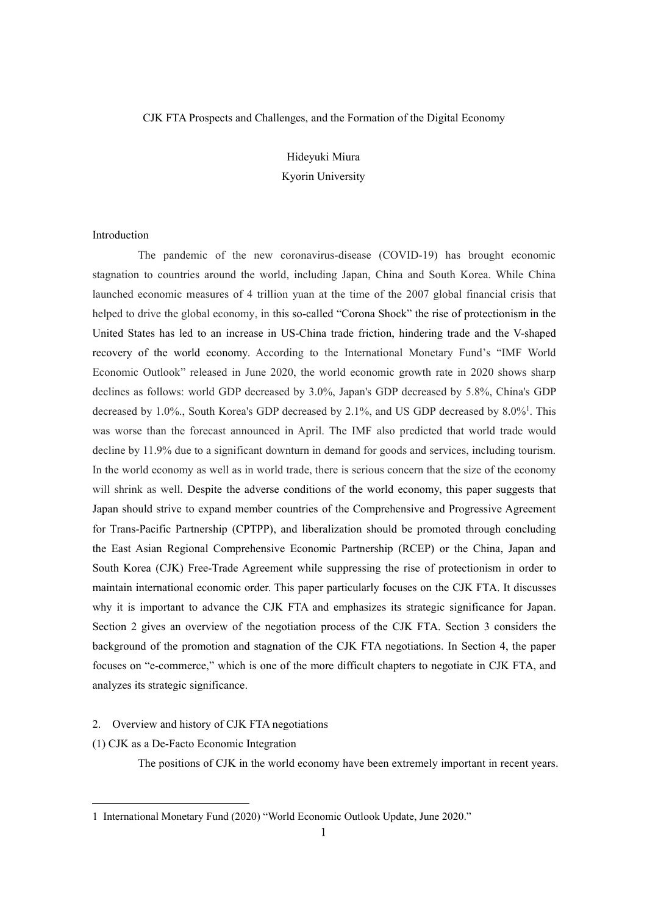# CJK FTA Prospects and Challenges, and the Formation of the Digital Economy

Hideyuki Miura

Kyorin University

## Introduction

The pandemic of the new coronavirus-disease (COVID-19) has brought economic stagnation to countries around the world, including Japan, China and South Korea. While China launched economic measures of 4 trillion yuan at the time of the 2007 global financial crisis that helped to drive the global economy, in this so-called "Corona Shock" the rise of protectionism in the United States has led to an increase in US-China trade friction, hindering trade and the V-shaped recovery of the world economy. According to the International Monetary Fund's "IMF World Economic Outlook" released in June 2020, the world economic growth rate in 2020 shows sharp declines as follows: world GDP decreased by 3.0%, Japan's GDP decreased by 5.8%, China's GDP decreased by 1.0%., South Korea's GDP decreased by 2.1%, and US GDP decreased by 8.0%[1]. This was worse than the forecast announced in April. The IMF also predicted that world trade would decline by 11.9% due to a significant downturn in demand for goods and services, including tourism. In the world economy as well as in world trade, there is serious concern that the size of the economy will shrink as well. Despite the adverse conditions of the world economy, this paper suggests that Japan should strive to expand member countries of the Comprehensive and Progressive Agreement for Trans-Pacific Partnership (CPTPP), and liberalization should be promoted through concluding the East Asian Regional Comprehensive Economic Partnership (RCEP) or the China, Japan and South Korea (CJK) Free-Trade Agreement while suppressing the rise of protectionism in order to maintain international economic order. This paper particularly focuses on the CJK FTA. It discusses why it is important to advance the CJK FTA and emphasizes its strategic significance for Japan. Section 2 gives an overview of the negotiation process of the CJK FTA. Section 3 considers the background of the promotion and stagnation of the CJK FTA negotiations. In Section 4, the paper focuses on "e-commerce," which is one of the more difficult chapters to negotiate in CJK FTA, and analyzes its strategic significance.

## 2. Overview and history of CJK FTA negotiations

### (1) CJK as a De-Facto Economic Integration

The positions of CJK in the world economy have been extremely important in recent years.

---

1 International Monetary Fund (2020) "World Economic Outlook Update, June 2020."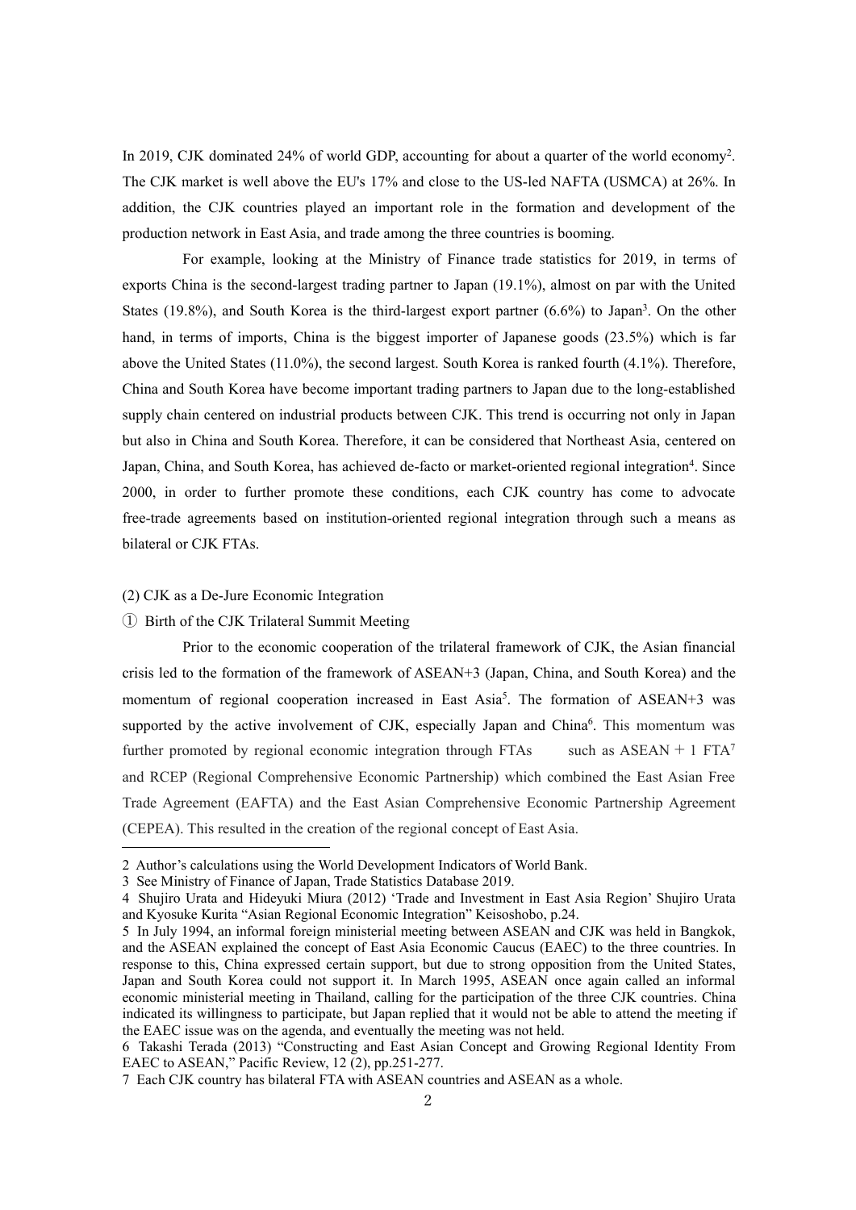In 2019, CJK dominated 24% of world GDP, accounting for about a quarter of the world economy[2]. The CJK market is well above the EU's 17% and close to the US-led NAFTA (USMCA) at 26%. In addition, the CJK countries played an important role in the formation and development of the production network in East Asia, and trade among the three countries is booming.

For example, looking at the Ministry of Finance trade statistics for 2019, in terms of exports China is the second-largest trading partner to Japan (19.1%), almost on par with the United States (19.8%), and South Korea is the third-largest export partner (6.6%) to Japan[3]. On the other hand, in terms of imports, China is the biggest importer of Japanese goods (23.5%) which is far above the United States (11.0%), the second largest. South Korea is ranked fourth (4.1%). Therefore, China and South Korea have become important trading partners to Japan due to the long-established supply chain centered on industrial products between CJK. This trend is occurring not only in Japan but also in China and South Korea. Therefore, it can be considered that Northeast Asia, centered on Japan, China, and South Korea, has achieved de-facto or market-oriented regional integration[4]. Since 2000, in order to further promote these conditions, each CJK country has come to advocate free-trade agreements based on institution-oriented regional integration through such a means as bilateral or CJK FTAs.

(2) CJK as a De-Jure Economic Integration

① Birth of the CJK Trilateral Summit Meeting

Prior to the economic cooperation of the trilateral framework of CJK, the Asian financial crisis led to the formation of the framework of ASEAN+3 (Japan, China, and South Korea) and the momentum of regional cooperation increased in East Asia[5]. The formation of ASEAN+3 was supported by the active involvement of CJK, especially Japan and China[6]. This momentum was further promoted by regional economic integration through FTAs such as ASEAN + 1 FTA[7] and RCEP (Regional Comprehensive Economic Partnership) which combined the East Asian Free Trade Agreement (EAFTA) and the East Asian Comprehensive Economic Partnership Agreement (CEPEA). This resulted in the creation of the regional concept of East Asia.

---

2 Author's calculations using the World Development Indicators of World Bank.

3 See Ministry of Finance of Japan, Trade Statistics Database 2019.

4 Shujiro Urata and Hideyuki Miura (2012) 'Trade and Investment in East Asia Region' Shujiro Urata and Kyosuke Kurita "Asian Regional Economic Integration" Keisoshobo, p.24.

5 In July 1994, an informal foreign ministerial meeting between ASEAN and CJK was held in Bangkok, and the ASEAN explained the concept of East Asia Economic Caucus (EAEC) to the three countries. In response to this, China expressed certain support, but due to strong opposition from the United States, Japan and South Korea could not support it. In March 1995, ASEAN once again called an informal economic ministerial meeting in Thailand, calling for the participation of the three CJK countries. China indicated its willingness to participate, but Japan replied that it would not be able to attend the meeting if the EAEC issue was on the agenda, and eventually the meeting was not held.

6 Takashi Terada (2013) "Constructing and East Asian Concept and Growing Regional Identity From EAEC to ASEAN," Pacific Review, 12 (2), pp.251-277.

7 Each CJK country has bilateral FTA with ASEAN countries and ASEAN as a whole.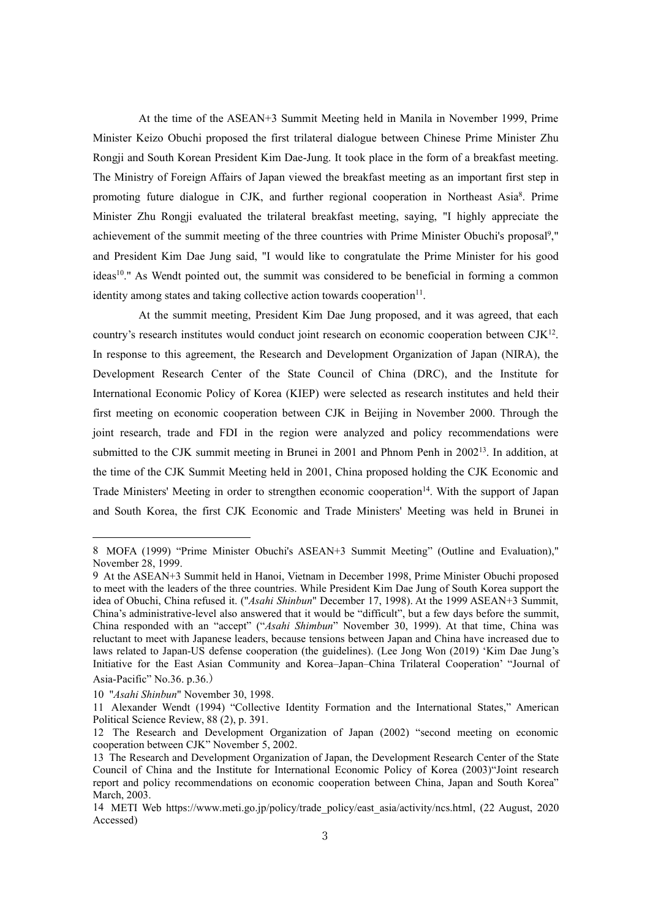At the time of the ASEAN+3 Summit Meeting held in Manila in November 1999, Prime Minister Keizo Obuchi proposed the first trilateral dialogue between Chinese Prime Minister Zhu Rongji and South Korean President Kim Dae-Jung. It took place in the form of a breakfast meeting. The Ministry of Foreign Affairs of Japan viewed the breakfast meeting as an important first step in promoting future dialogue in CJK, and further regional cooperation in Northeast Asia[8]. Prime Minister Zhu Rongji evaluated the trilateral breakfast meeting, saying, "I highly appreciate the achievement of the summit meeting of the three countries with Prime Minister Obuchi's proposal[9]," and President Kim Dae Jung said, "I would like to congratulate the Prime Minister for his good ideas[10]." As Wendt pointed out, the summit was considered to be beneficial in forming a common identity among states and taking collective action towards cooperation[11].

At the summit meeting, President Kim Dae Jung proposed, and it was agreed, that each country's research institutes would conduct joint research on economic cooperation between CJK[12]. In response to this agreement, the Research and Development Organization of Japan (NIRA), the Development Research Center of the State Council of China (DRC), and the Institute for International Economic Policy of Korea (KIEP) were selected as research institutes and held their first meeting on economic cooperation between CJK in Beijing in November 2000. Through the joint research, trade and FDI in the region were analyzed and policy recommendations were submitted to the CJK summit meeting in Brunei in 2001 and Phnom Penh in 2002[13]. In addition, at the time of the CJK Summit Meeting held in 2001, China proposed holding the CJK Economic and Trade Ministers' Meeting in order to strengthen economic cooperation[14]. With the support of Japan and South Korea, the first CJK Economic and Trade Ministers' Meeting was held in Brunei in

---

8 MOFA (1999) "Prime Minister Obuchi's ASEAN+3 Summit Meeting" (Outline and Evaluation)," November 28, 1999.

9 At the ASEAN+3 Summit held in Hanoi, Vietnam in December 1998, Prime Minister Obuchi proposed to meet with the leaders of the three countries. While President Kim Dae Jung of South Korea support the idea of Obuchi, China refused it. ("*Asahi Shinbun*" December 17, 1998). At the 1999 ASEAN+3 Summit, China's administrative-level also answered that it would be "difficult", but a few days before the summit, China responded with an "accept" ("*Asahi Shimbun*" November 30, 1999). At that time, China was reluctant to meet with Japanese leaders, because tensions between Japan and China have increased due to laws related to Japan-US defense cooperation (the guidelines). (Lee Jong Won (2019) 'Kim Dae Jung's Initiative for the East Asian Community and Korea–Japan–China Trilateral Cooperation' "Journal of Asia-Pacific" No.36. p.36.)

10 "*Asahi Shinbun*" November 30, 1998.

11 Alexander Wendt (1994) "Collective Identity Formation and the International States," American Political Science Review, 88 (2), p. 391.

12 The Research and Development Organization of Japan (2002) "second meeting on economic cooperation between CJK" November 5, 2002.

13 The Research and Development Organization of Japan, the Development Research Center of the State Council of China and the Institute for International Economic Policy of Korea (2003)"Joint research report and policy recommendations on economic cooperation between China, Japan and South Korea" March, 2003.

14 METI Web https://www.meti.go.jp/policy/trade_policy/east_asia/activity/ncs.html, (22 August, 2020 Accessed)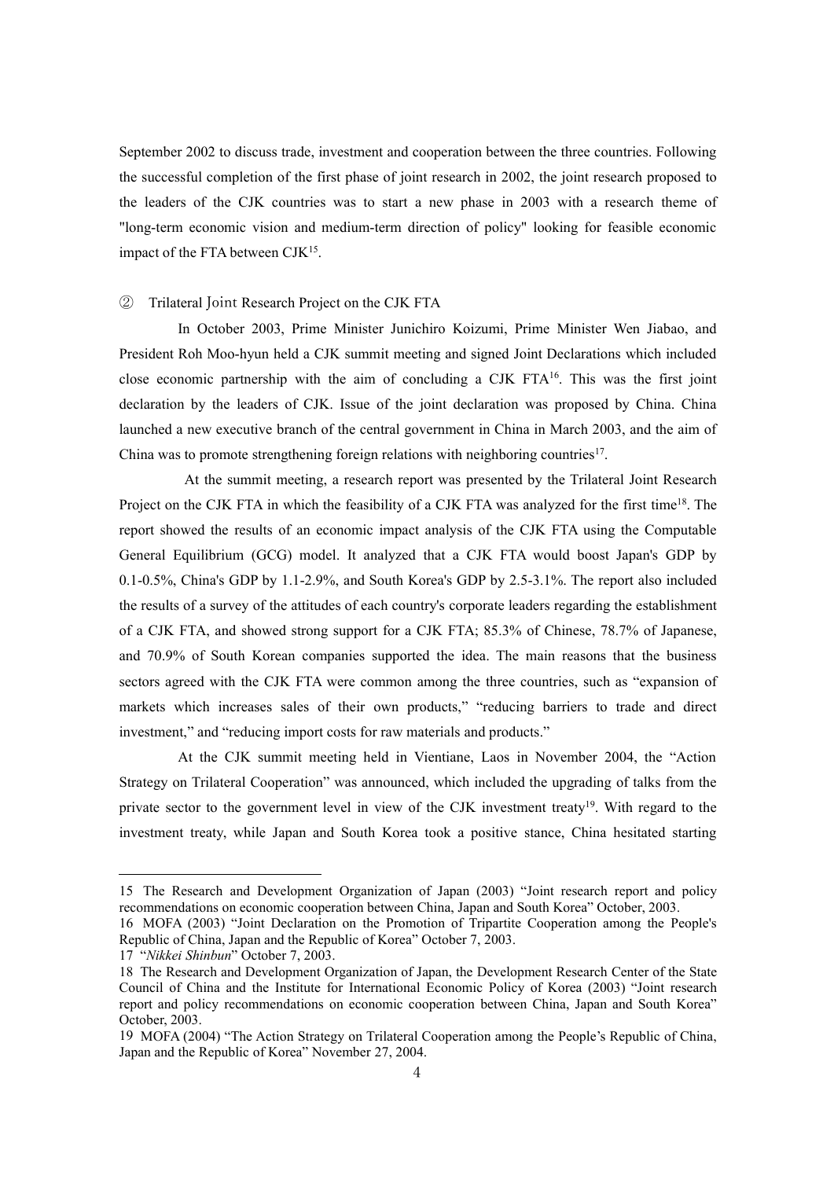September 2002 to discuss trade, investment and cooperation between the three countries. Following the successful completion of the first phase of joint research in 2002, the joint research proposed to the leaders of the CJK countries was to start a new phase in 2003 with a research theme of "long-term economic vision and medium-term direction of policy" looking for feasible economic impact of the FTA between CJK[15].

### ② Trilateral Joint Research Project on the CJK FTA

In October 2003, Prime Minister Junichiro Koizumi, Prime Minister Wen Jiabao, and President Roh Moo-hyun held a CJK summit meeting and signed Joint Declarations which included close economic partnership with the aim of concluding a CJK FTA[16]. This was the first joint declaration by the leaders of CJK. Issue of the joint declaration was proposed by China. China launched a new executive branch of the central government in China in March 2003, and the aim of China was to promote strengthening foreign relations with neighboring countries[17].

At the summit meeting, a research report was presented by the Trilateral Joint Research Project on the CJK FTA in which the feasibility of a CJK FTA was analyzed for the first time[18]. The report showed the results of an economic impact analysis of the CJK FTA using the Computable General Equilibrium (GCG) model. It analyzed that a CJK FTA would boost Japan's GDP by 0.1-0.5%, China's GDP by 1.1-2.9%, and South Korea's GDP by 2.5-3.1%. The report also included the results of a survey of the attitudes of each country's corporate leaders regarding the establishment of a CJK FTA, and showed strong support for a CJK FTA; 85.3% of Chinese, 78.7% of Japanese, and 70.9% of South Korean companies supported the idea. The main reasons that the business sectors agreed with the CJK FTA were common among the three countries, such as "expansion of markets which increases sales of their own products," "reducing barriers to trade and direct investment," and "reducing import costs for raw materials and products."

At the CJK summit meeting held in Vientiane, Laos in November 2004, the "Action Strategy on Trilateral Cooperation" was announced, which included the upgrading of talks from the private sector to the government level in view of the CJK investment treaty[19]. With regard to the investment treaty, while Japan and South Korea took a positive stance, China hesitated starting

---

15 The Research and Development Organization of Japan (2003) "Joint research report and policy recommendations on economic cooperation between China, Japan and South Korea" October, 2003.

16 MOFA (2003) "Joint Declaration on the Promotion of Tripartite Cooperation among the People's Republic of China, Japan and the Republic of Korea" October 7, 2003.

17 "*Nikkei Shinbun*" October 7, 2003.

18 The Research and Development Organization of Japan, the Development Research Center of the State Council of China and the Institute for International Economic Policy of Korea (2003) "Joint research report and policy recommendations on economic cooperation between China, Japan and South Korea" October, 2003.

19 MOFA (2004) "The Action Strategy on Trilateral Cooperation among the People's Republic of China, Japan and the Republic of Korea" November 27, 2004.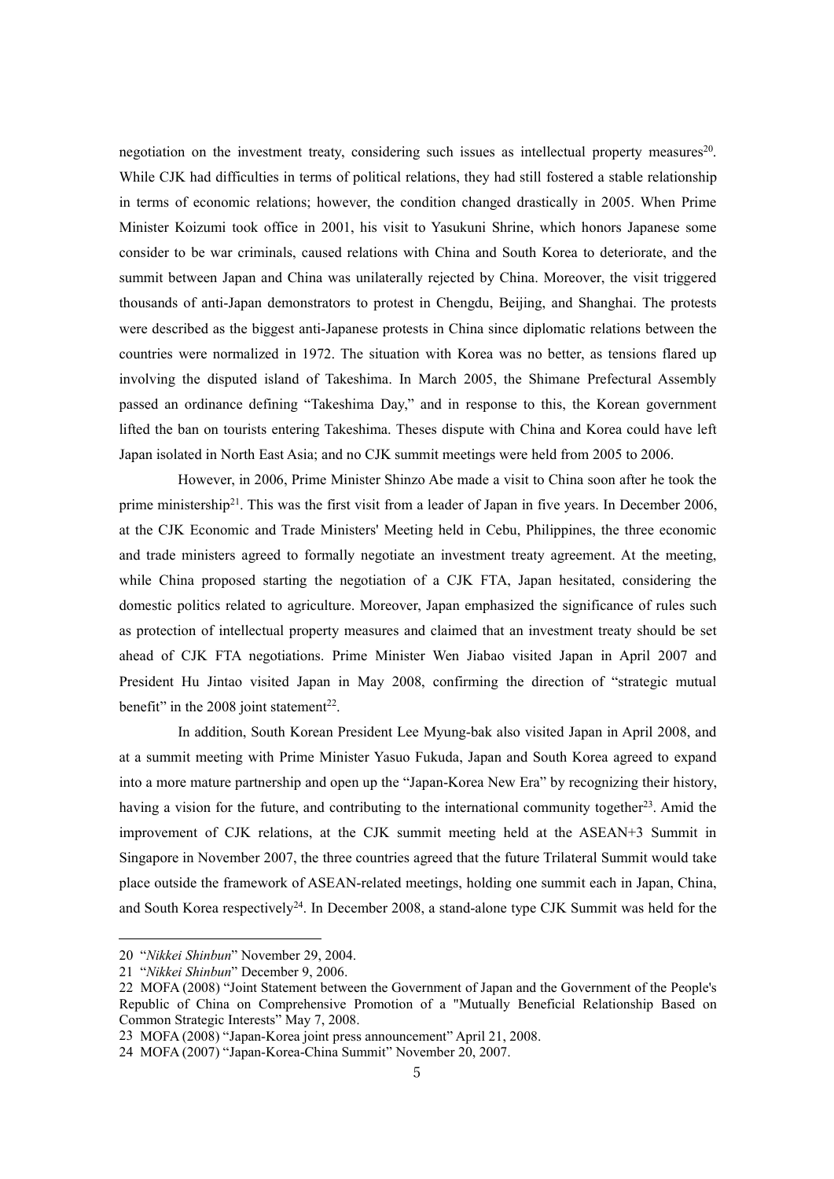negotiation on the investment treaty, considering such issues as intellectual property measures[20]. While CJK had difficulties in terms of political relations, they had still fostered a stable relationship in terms of economic relations; however, the condition changed drastically in 2005. When Prime Minister Koizumi took office in 2001, his visit to Yasukuni Shrine, which honors Japanese some consider to be war criminals, caused relations with China and South Korea to deteriorate, and the summit between Japan and China was unilaterally rejected by China. Moreover, the visit triggered thousands of anti-Japan demonstrators to protest in Chengdu, Beijing, and Shanghai. The protests were described as the biggest anti-Japanese protests in China since diplomatic relations between the countries were normalized in 1972. The situation with Korea was no better, as tensions flared up involving the disputed island of Takeshima. In March 2005, the Shimane Prefectural Assembly passed an ordinance defining "Takeshima Day," and in response to this, the Korean government lifted the ban on tourists entering Takeshima. Theses dispute with China and Korea could have left Japan isolated in North East Asia; and no CJK summit meetings were held from 2005 to 2006.

However, in 2006, Prime Minister Shinzo Abe made a visit to China soon after he took the prime ministership[21]. This was the first visit from a leader of Japan in five years. In December 2006, at the CJK Economic and Trade Ministers' Meeting held in Cebu, Philippines, the three economic and trade ministers agreed to formally negotiate an investment treaty agreement. At the meeting, while China proposed starting the negotiation of a CJK FTA, Japan hesitated, considering the domestic politics related to agriculture. Moreover, Japan emphasized the significance of rules such as protection of intellectual property measures and claimed that an investment treaty should be set ahead of CJK FTA negotiations. Prime Minister Wen Jiabao visited Japan in April 2007 and President Hu Jintao visited Japan in May 2008, confirming the direction of "strategic mutual benefit" in the 2008 joint statement[22].

In addition, South Korean President Lee Myung-bak also visited Japan in April 2008, and at a summit meeting with Prime Minister Yasuo Fukuda, Japan and South Korea agreed to expand into a more mature partnership and open up the "Japan-Korea New Era" by recognizing their history, having a vision for the future, and contributing to the international community together[23]. Amid the improvement of CJK relations, at the CJK summit meeting held at the ASEAN+3 Summit in Singapore in November 2007, the three countries agreed that the future Trilateral Summit would take place outside the framework of ASEAN-related meetings, holding one summit each in Japan, China, and South Korea respectively[24]. In December 2008, a stand-alone type CJK Summit was held for the

---

20 "*Nikkei Shinbun*" November 29, 2004.

21 "*Nikkei Shinbun*" December 9, 2006.

22 MOFA (2008) "Joint Statement between the Government of Japan and the Government of the People's Republic of China on Comprehensive Promotion of a "Mutually Beneficial Relationship Based on Common Strategic Interests" May 7, 2008.

23 MOFA (2008) "Japan-Korea joint press announcement" April 21, 2008.

24 MOFA (2007) "Japan-Korea-China Summit" November 20, 2007.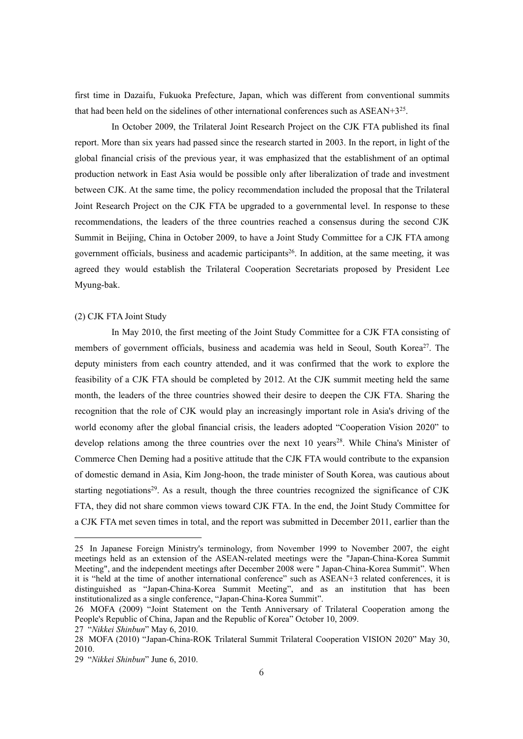first time in Dazaifu, Fukuoka Prefecture, Japan, which was different from conventional summits that had been held on the sidelines of other international conferences such as ASEAN+3[25].

In October 2009, the Trilateral Joint Research Project on the CJK FTA published its final report. More than six years had passed since the research started in 2003. In the report, in light of the global financial crisis of the previous year, it was emphasized that the establishment of an optimal production network in East Asia would be possible only after liberalization of trade and investment between CJK. At the same time, the policy recommendation included the proposal that the Trilateral Joint Research Project on the CJK FTA be upgraded to a governmental level. In response to these recommendations, the leaders of the three countries reached a consensus during the second CJK Summit in Beijing, China in October 2009, to have a Joint Study Committee for a CJK FTA among government officials, business and academic participants[26]. In addition, at the same meeting, it was agreed they would establish the Trilateral Cooperation Secretariats proposed by President Lee Myung-bak.

(2) CJK FTA Joint Study

In May 2010, the first meeting of the Joint Study Committee for a CJK FTA consisting of members of government officials, business and academia was held in Seoul, South Korea[27]. The deputy ministers from each country attended, and it was confirmed that the work to explore the feasibility of a CJK FTA should be completed by 2012. At the CJK summit meeting held the same month, the leaders of the three countries showed their desire to deepen the CJK FTA. Sharing the recognition that the role of CJK would play an increasingly important role in Asia's driving of the world economy after the global financial crisis, the leaders adopted "Cooperation Vision 2020" to develop relations among the three countries over the next 10 years[28]. While China's Minister of Commerce Chen Deming had a positive attitude that the CJK FTA would contribute to the expansion of domestic demand in Asia, Kim Jong-hoon, the trade minister of South Korea, was cautious about starting negotiations[29]. As a result, though the three countries recognized the significance of CJK FTA, they did not share common views toward CJK FTA. In the end, the Joint Study Committee for a CJK FTA met seven times in total, and the report was submitted in December 2011, earlier than the

---

25 In Japanese Foreign Ministry's terminology, from November 1999 to November 2007, the eight meetings held as an extension of the ASEAN-related meetings were the "Japan-China-Korea Summit Meeting", and the independent meetings after December 2008 were " Japan-China-Korea Summit". When it is "held at the time of another international conference" such as ASEAN+3 related conferences, it is distinguished as "Japan-China-Korea Summit Meeting", and as an institution that has been institutionalized as a single conference, "Japan-China-Korea Summit".

26 MOFA (2009) "Joint Statement on the Tenth Anniversary of Trilateral Cooperation among the People's Republic of China, Japan and the Republic of Korea" October 10, 2009.

27 "*Nikkei Shinbun*" May 6, 2010.

28 MOFA (2010) "Japan-China-ROK Trilateral Summit Trilateral Cooperation VISION 2020" May 30, 2010.

29 "*Nikkei Shinbun*" June 6, 2010.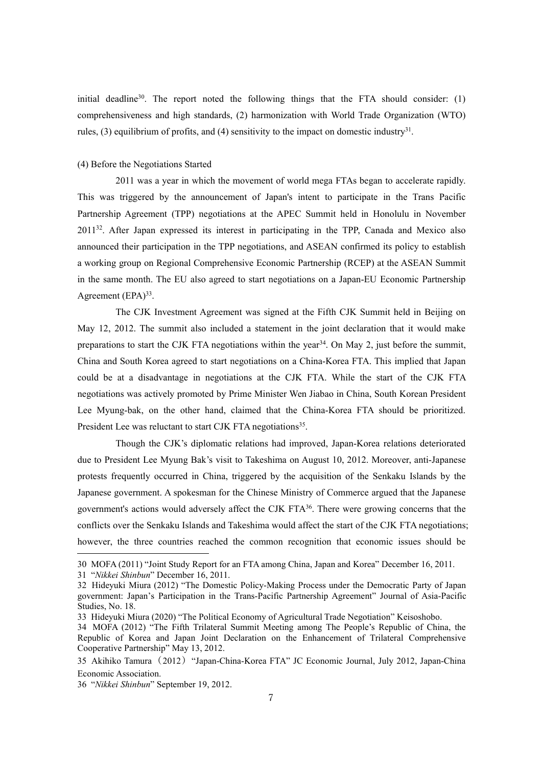initial deadline[30]. The report noted the following things that the FTA should consider: (1) comprehensiveness and high standards, (2) harmonization with World Trade Organization (WTO) rules, (3) equilibrium of profits, and (4) sensitivity to the impact on domestic industry[31].

(4) Before the Negotiations Started

2011 was a year in which the movement of world mega FTAs began to accelerate rapidly. This was triggered by the announcement of Japan's intent to participate in the Trans Pacific Partnership Agreement (TPP) negotiations at the APEC Summit held in Honolulu in November 2011[32]. After Japan expressed its interest in participating in the TPP, Canada and Mexico also announced their participation in the TPP negotiations, and ASEAN confirmed its policy to establish a working group on Regional Comprehensive Economic Partnership (RCEP) at the ASEAN Summit in the same month. The EU also agreed to start negotiations on a Japan-EU Economic Partnership Agreement (EPA)[33].

The CJK Investment Agreement was signed at the Fifth CJK Summit held in Beijing on May 12, 2012. The summit also included a statement in the joint declaration that it would make preparations to start the CJK FTA negotiations within the year[34]. On May 2, just before the summit, China and South Korea agreed to start negotiations on a China-Korea FTA. This implied that Japan could be at a disadvantage in negotiations at the CJK FTA. While the start of the CJK FTA negotiations was actively promoted by Prime Minister Wen Jiabao in China, South Korean President Lee Myung-bak, on the other hand, claimed that the China-Korea FTA should be prioritized. President Lee was reluctant to start CJK FTA negotiations[35].

Though the CJK's diplomatic relations had improved, Japan-Korea relations deteriorated due to President Lee Myung Bak's visit to Takeshima on August 10, 2012. Moreover, anti-Japanese protests frequently occurred in China, triggered by the acquisition of the Senkaku Islands by the Japanese government. A spokesman for the Chinese Ministry of Commerce argued that the Japanese government's actions would adversely affect the CJK FTA[36]. There were growing concerns that the conflicts over the Senkaku Islands and Takeshima would affect the start of the CJK FTA negotiations; however, the three countries reached the common recognition that economic issues should be

---

30 MOFA (2011) "Joint Study Report for an FTA among China, Japan and Korea" December 16, 2011.

31 "*Nikkei Shinbun*" December 16, 2011.

32 Hideyuki Miura (2012) "The Domestic Policy-Making Process under the Democratic Party of Japan government: Japan's Participation in the Trans-Pacific Partnership Agreement" Journal of Asia-Pacific Studies, No. 18.

33 Hideyuki Miura (2020) "The Political Economy of Agricultural Trade Negotiation" Keisoshobo.

34 MOFA (2012) "The Fifth Trilateral Summit Meeting among The People's Republic of China, the Republic of Korea and Japan Joint Declaration on the Enhancement of Trilateral Comprehensive Cooperative Partnership" May 13, 2012.

35 Akihiko Tamura（2012）"Japan-China-Korea FTA" JC Economic Journal, July 2012, Japan-China Economic Association.

36 "*Nikkei Shinbun*" September 19, 2012.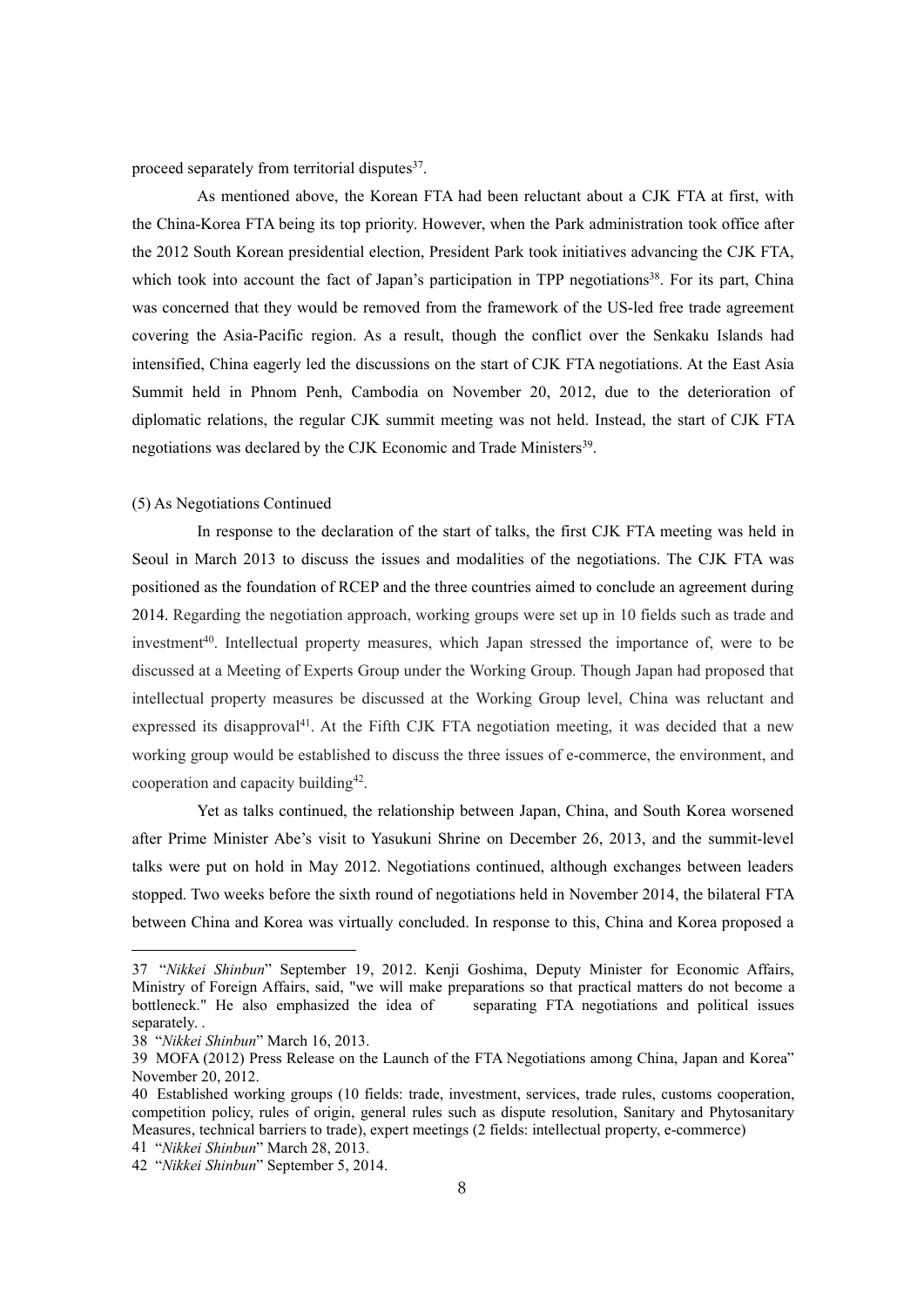proceed separately from territorial disputes[37].

As mentioned above, the Korean FTA had been reluctant about a CJK FTA at first, with the China-Korea FTA being its top priority. However, when the Park administration took office after the 2012 South Korean presidential election, President Park took initiatives advancing the CJK FTA, which took into account the fact of Japan's participation in TPP negotiations[38]. For its part, China was concerned that they would be removed from the framework of the US-led free trade agreement covering the Asia-Pacific region. As a result, though the conflict over the Senkaku Islands had intensified, China eagerly led the discussions on the start of CJK FTA negotiations. At the East Asia Summit held in Phnom Penh, Cambodia on November 20, 2012, due to the deterioration of diplomatic relations, the regular CJK summit meeting was not held. Instead, the start of CJK FTA negotiations was declared by the CJK Economic and Trade Ministers[39].

(5) As Negotiations Continued

In response to the declaration of the start of talks, the first CJK FTA meeting was held in Seoul in March 2013 to discuss the issues and modalities of the negotiations. The CJK FTA was positioned as the foundation of RCEP and the three countries aimed to conclude an agreement during 2014. Regarding the negotiation approach, working groups were set up in 10 fields such as trade and investment[40]. Intellectual property measures, which Japan stressed the importance of, were to be discussed at a Meeting of Experts Group under the Working Group. Though Japan had proposed that intellectual property measures be discussed at the Working Group level, China was reluctant and expressed its disapproval[41]. At the Fifth CJK FTA negotiation meeting, it was decided that a new working group would be established to discuss the three issues of e-commerce, the environment, and cooperation and capacity building[42].

Yet as talks continued, the relationship between Japan, China, and South Korea worsened after Prime Minister Abe's visit to Yasukuni Shrine on December 26, 2013, and the summit-level talks were put on hold in May 2012. Negotiations continued, although exchanges between leaders stopped. Two weeks before the sixth round of negotiations held in November 2014, the bilateral FTA between China and Korea was virtually concluded. In response to this, China and Korea proposed a

---

37 "*Nikkei Shinbun*" September 19, 2012. Kenji Goshima, Deputy Minister for Economic Affairs, Ministry of Foreign Affairs, said, "we will make preparations so that practical matters do not become a bottleneck." He also emphasized the idea of separating FTA negotiations and political issues separately. .

38 "*Nikkei Shinbun*" March 16, 2013.

39 MOFA (2012) Press Release on the Launch of the FTA Negotiations among China, Japan and Korea" November 20, 2012.

40 Established working groups (10 fields: trade, investment, services, trade rules, customs cooperation, competition policy, rules of origin, general rules such as dispute resolution, Sanitary and Phytosanitary Measures, technical barriers to trade), expert meetings (2 fields: intellectual property, e-commerce)

41 "*Nikkei Shinbun*" March 28, 2013.

42 "*Nikkei Shinbun*" September 5, 2014.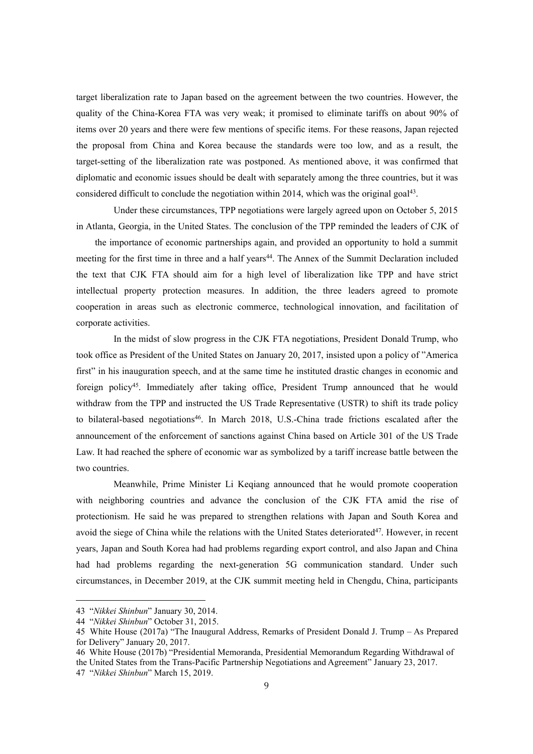target liberalization rate to Japan based on the agreement between the two countries. However, the quality of the China-Korea FTA was very weak; it promised to eliminate tariffs on about 90% of items over 20 years and there were few mentions of specific items. For these reasons, Japan rejected the proposal from China and Korea because the standards were too low, and as a result, the target-setting of the liberalization rate was postponed. As mentioned above, it was confirmed that diplomatic and economic issues should be dealt with separately among the three countries, but it was considered difficult to conclude the negotiation within 2014, which was the original goal[43].

Under these circumstances, TPP negotiations were largely agreed upon on October 5, 2015 in Atlanta, Georgia, in the United States. The conclusion of the TPP reminded the leaders of CJK of the importance of economic partnerships again, and provided an opportunity to hold a summit meeting for the first time in three and a half years[44]. The Annex of the Summit Declaration included the text that CJK FTA should aim for a high level of liberalization like TPP and have strict intellectual property protection measures. In addition, the three leaders agreed to promote cooperation in areas such as electronic commerce, technological innovation, and facilitation of corporate activities.

In the midst of slow progress in the CJK FTA negotiations, President Donald Trump, who took office as President of the United States on January 20, 2017, insisted upon a policy of "America first" in his inauguration speech, and at the same time he instituted drastic changes in economic and foreign policy[45]. Immediately after taking office, President Trump announced that he would withdraw from the TPP and instructed the US Trade Representative (USTR) to shift its trade policy to bilateral-based negotiations[46]. In March 2018, U.S.-China trade frictions escalated after the announcement of the enforcement of sanctions against China based on Article 301 of the US Trade Law. It had reached the sphere of economic war as symbolized by a tariff increase battle between the two countries.

Meanwhile, Prime Minister Li Keqiang announced that he would promote cooperation with neighboring countries and advance the conclusion of the CJK FTA amid the rise of protectionism. He said he was prepared to strengthen relations with Japan and South Korea and avoid the siege of China while the relations with the United States deteriorated[47]. However, in recent years, Japan and South Korea had had problems regarding export control, and also Japan and China had had problems regarding the next-generation 5G communication standard. Under such circumstances, in December 2019, at the CJK summit meeting held in Chengdu, China, participants

---

43 "*Nikkei Shinbun*" January 30, 2014.

44 "*Nikkei Shinbun*" October 31, 2015.

45 White House (2017a) "The Inaugural Address, Remarks of President Donald J. Trump – As Prepared for Delivery" January 20, 2017.

46 White House (2017b) "Presidential Memoranda, Presidential Memorandum Regarding Withdrawal of the United States from the Trans-Pacific Partnership Negotiations and Agreement" January 23, 2017.

47 "*Nikkei Shinbun*" March 15, 2019.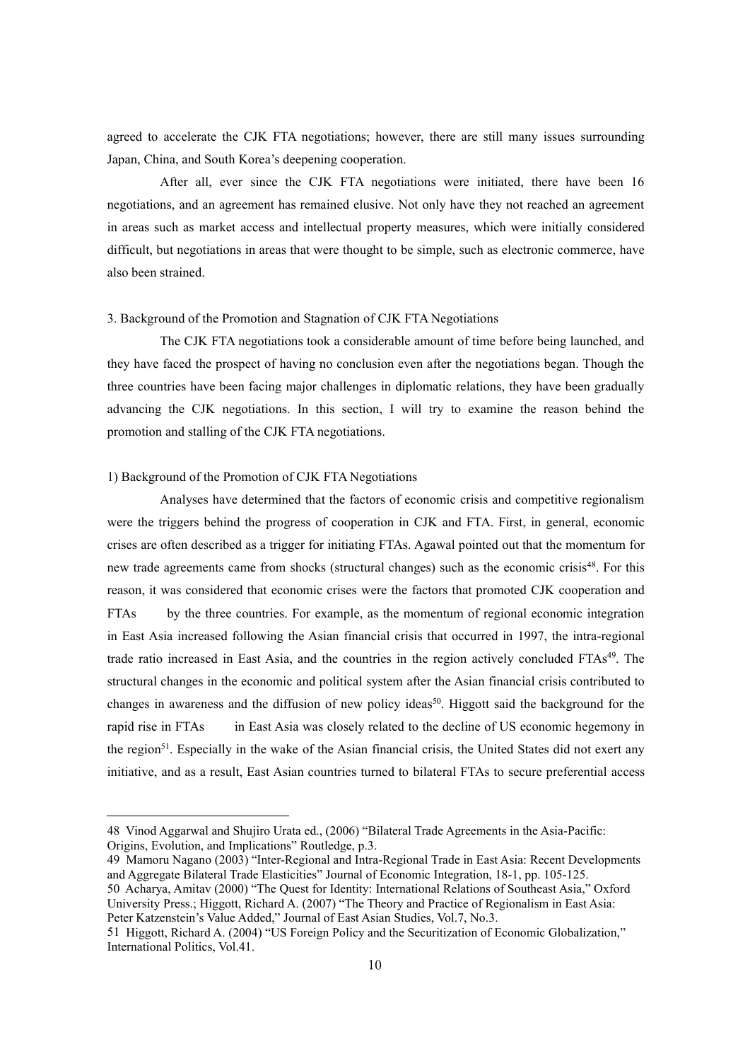agreed to accelerate the CJK FTA negotiations; however, there are still many issues surrounding Japan, China, and South Korea's deepening cooperation.

After all, ever since the CJK FTA negotiations were initiated, there have been 16 negotiations, and an agreement has remained elusive. Not only have they not reached an agreement in areas such as market access and intellectual property measures, which were initially considered difficult, but negotiations in areas that were thought to be simple, such as electronic commerce, have also been strained.

## 3. Background of the Promotion and Stagnation of CJK FTA Negotiations

The CJK FTA negotiations took a considerable amount of time before being launched, and they have faced the prospect of having no conclusion even after the negotiations began. Though the three countries have been facing major challenges in diplomatic relations, they have been gradually advancing the CJK negotiations. In this section, I will try to examine the reason behind the promotion and stalling of the CJK FTA negotiations.

### 1) Background of the Promotion of CJK FTA Negotiations

Analyses have determined that the factors of economic crisis and competitive regionalism were the triggers behind the progress of cooperation in CJK and FTA. First, in general, economic crises are often described as a trigger for initiating FTAs. Agawal pointed out that the momentum for new trade agreements came from shocks (structural changes) such as the economic crisis[48]. For this reason, it was considered that economic crises were the factors that promoted CJK cooperation and FTAs by the three countries. For example, as the momentum of regional economic integration in East Asia increased following the Asian financial crisis that occurred in 1997, the intra-regional trade ratio increased in East Asia, and the countries in the region actively concluded FTAs[49]. The structural changes in the economic and political system after the Asian financial crisis contributed to changes in awareness and the diffusion of new policy ideas[50]. Higgott said the background for the rapid rise in FTAs in East Asia was closely related to the decline of US economic hegemony in the region[51]. Especially in the wake of the Asian financial crisis, the United States did not exert any initiative, and as a result, East Asian countries turned to bilateral FTAs to secure preferential access

---

48 Vinod Aggarwal and Shujiro Urata ed., (2006) "Bilateral Trade Agreements in the Asia-Pacific: Origins, Evolution, and Implications" Routledge, p.3.

49 Mamoru Nagano (2003) "Inter-Regional and Intra-Regional Trade in East Asia: Recent Developments and Aggregate Bilateral Trade Elasticities" Journal of Economic Integration, 18-1, pp. 105-125.

50 Acharya, Amitav (2000) "The Quest for Identity: International Relations of Southeast Asia," Oxford University Press.; Higgott, Richard A. (2007) "The Theory and Practice of Regionalism in East Asia: Peter Katzenstein's Value Added," Journal of East Asian Studies, Vol.7, No.3.

51 Higgott, Richard A. (2004) "US Foreign Policy and the Securitization of Economic Globalization," International Politics, Vol.41.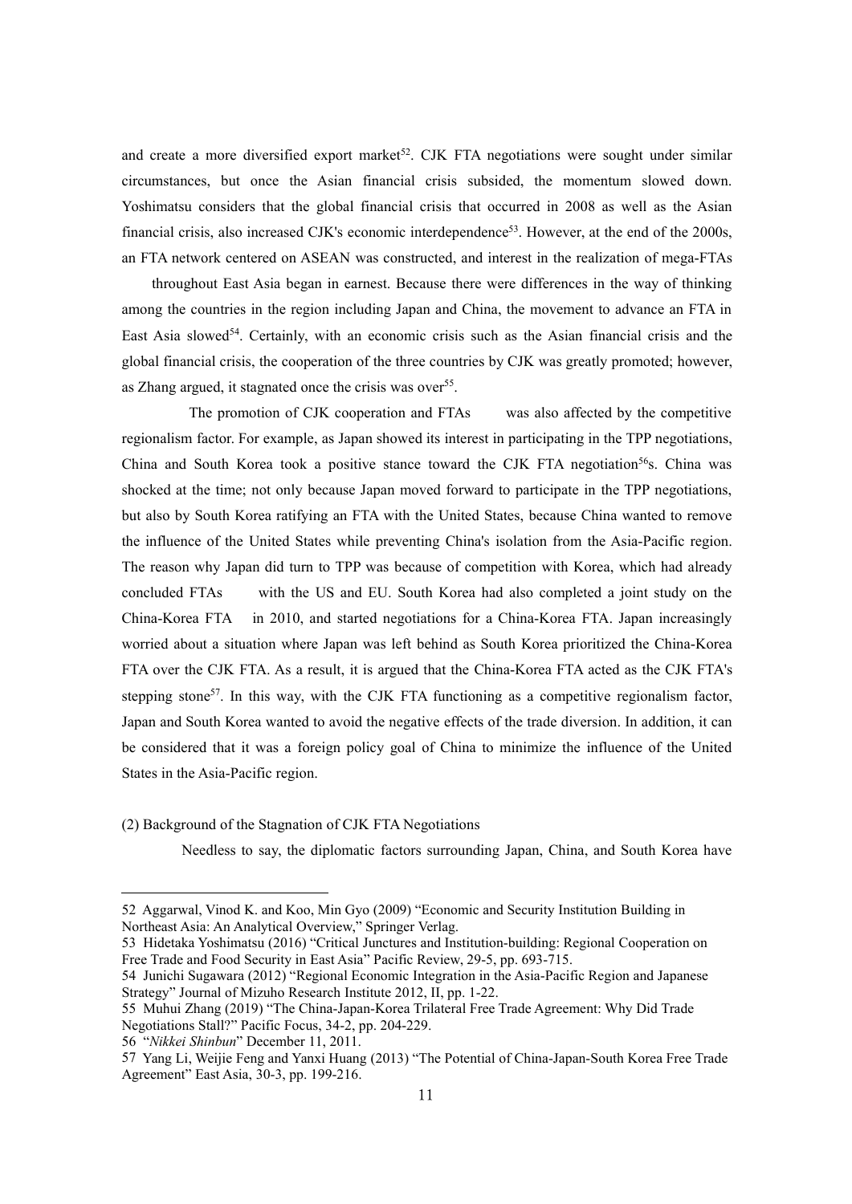and create a more diversified export market[52]. CJK FTA negotiations were sought under similar circumstances, but once the Asian financial crisis subsided, the momentum slowed down. Yoshimatsu considers that the global financial crisis that occurred in 2008 as well as the Asian financial crisis, also increased CJK's economic interdependence[53]. However, at the end of the 2000s, an FTA network centered on ASEAN was constructed, and interest in the realization of mega-FTAs throughout East Asia began in earnest. Because there were differences in the way of thinking among the countries in the region including Japan and China, the movement to advance an FTA in East Asia slowed[54]. Certainly, with an economic crisis such as the Asian financial crisis and the global financial crisis, the cooperation of the three countries by CJK was greatly promoted; however, as Zhang argued, it stagnated once the crisis was over[55].

The promotion of CJK cooperation and FTAs was also affected by the competitive regionalism factor. For example, as Japan showed its interest in participating in the TPP negotiations, China and South Korea took a positive stance toward the CJK FTA negotiation[56]s. China was shocked at the time; not only because Japan moved forward to participate in the TPP negotiations, but also by South Korea ratifying an FTA with the United States, because China wanted to remove the influence of the United States while preventing China's isolation from the Asia-Pacific region. The reason why Japan did turn to TPP was because of competition with Korea, which had already concluded FTAs with the US and EU. South Korea had also completed a joint study on the China-Korea FTA in 2010, and started negotiations for a China-Korea FTA. Japan increasingly worried about a situation where Japan was left behind as South Korea prioritized the China-Korea FTA over the CJK FTA. As a result, it is argued that the China-Korea FTA acted as the CJK FTA's stepping stone[57]. In this way, with the CJK FTA functioning as a competitive regionalism factor, Japan and South Korea wanted to avoid the negative effects of the trade diversion. In addition, it can be considered that it was a foreign policy goal of China to minimize the influence of the United States in the Asia-Pacific region.

(2) Background of the Stagnation of CJK FTA Negotiations

Needless to say, the diplomatic factors surrounding Japan, China, and South Korea have

---

52 Aggarwal, Vinod K. and Koo, Min Gyo (2009) "Economic and Security Institution Building in Northeast Asia: An Analytical Overview," Springer Verlag.

53 Hidetaka Yoshimatsu (2016) "Critical Junctures and Institution-building: Regional Cooperation on Free Trade and Food Security in East Asia" Pacific Review, 29-5, pp. 693-715.

54 Junichi Sugawara (2012) "Regional Economic Integration in the Asia-Pacific Region and Japanese Strategy" Journal of Mizuho Research Institute 2012, II, pp. 1-22.

55 Muhui Zhang (2019) "The China-Japan-Korea Trilateral Free Trade Agreement: Why Did Trade Negotiations Stall?" Pacific Focus, 34-2, pp. 204-229.

56 "*Nikkei Shinbun*" December 11, 2011.

57 Yang Li, Weijie Feng and Yanxi Huang (2013) "The Potential of China-Japan-South Korea Free Trade Agreement" East Asia, 30-3, pp. 199-216.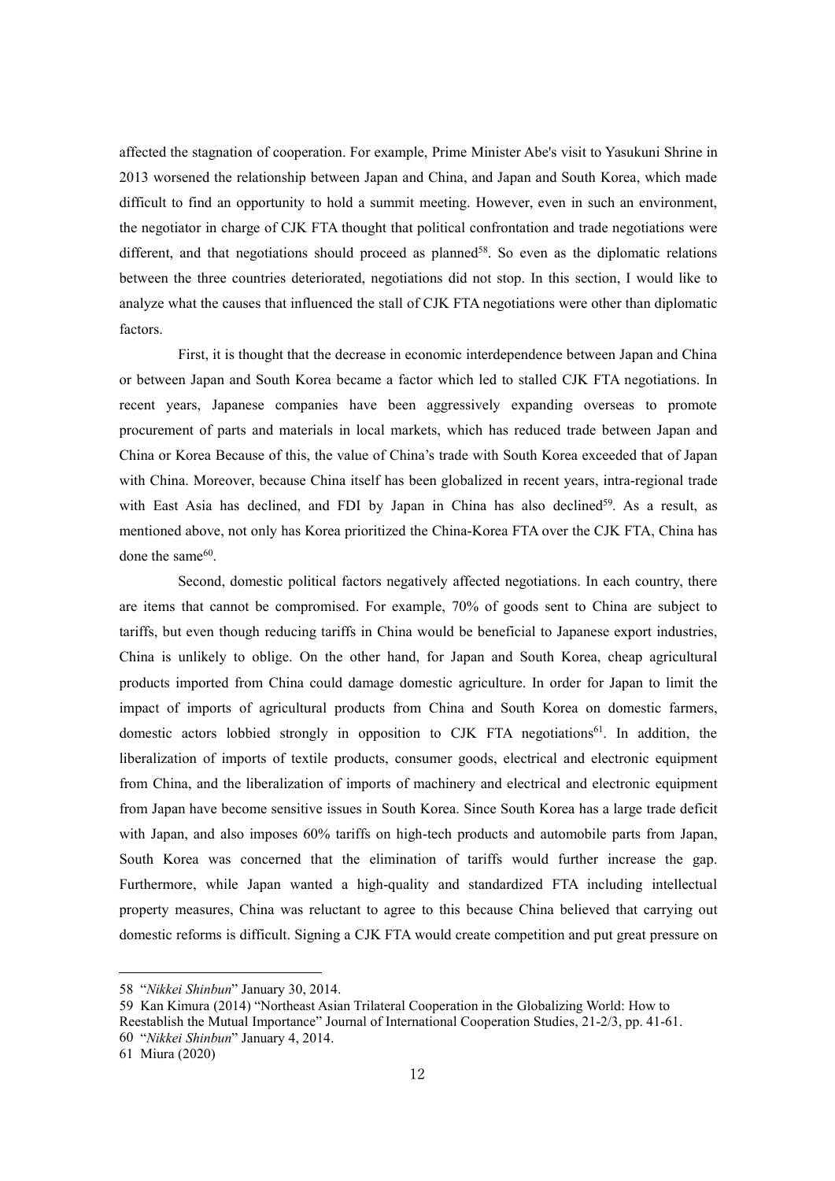affected the stagnation of cooperation. For example, Prime Minister Abe's visit to Yasukuni Shrine in 2013 worsened the relationship between Japan and China, and Japan and South Korea, which made difficult to find an opportunity to hold a summit meeting. However, even in such an environment, the negotiator in charge of CJK FTA thought that political confrontation and trade negotiations were different, and that negotiations should proceed as planned[58]. So even as the diplomatic relations between the three countries deteriorated, negotiations did not stop. In this section, I would like to analyze what the causes that influenced the stall of CJK FTA negotiations were other than diplomatic factors.

First, it is thought that the decrease in economic interdependence between Japan and China or between Japan and South Korea became a factor which led to stalled CJK FTA negotiations. In recent years, Japanese companies have been aggressively expanding overseas to promote procurement of parts and materials in local markets, which has reduced trade between Japan and China or Korea Because of this, the value of China's trade with South Korea exceeded that of Japan with China. Moreover, because China itself has been globalized in recent years, intra-regional trade with East Asia has declined, and FDI by Japan in China has also declined[59]. As a result, as mentioned above, not only has Korea prioritized the China-Korea FTA over the CJK FTA, China has done the same[60].

Second, domestic political factors negatively affected negotiations. In each country, there are items that cannot be compromised. For example, 70% of goods sent to China are subject to tariffs, but even though reducing tariffs in China would be beneficial to Japanese export industries, China is unlikely to oblige. On the other hand, for Japan and South Korea, cheap agricultural products imported from China could damage domestic agriculture. In order for Japan to limit the impact of imports of agricultural products from China and South Korea on domestic farmers, domestic actors lobbied strongly in opposition to CJK FTA negotiations[61]. In addition, the liberalization of imports of textile products, consumer goods, electrical and electronic equipment from China, and the liberalization of imports of machinery and electrical and electronic equipment from Japan have become sensitive issues in South Korea. Since South Korea has a large trade deficit with Japan, and also imposes 60% tariffs on high-tech products and automobile parts from Japan, South Korea was concerned that the elimination of tariffs would further increase the gap. Furthermore, while Japan wanted a high-quality and standardized FTA including intellectual property measures, China was reluctant to agree to this because China believed that carrying out domestic reforms is difficult. Signing a CJK FTA would create competition and put great pressure on

---

58 "*Nikkei Shinbun*" January 30, 2014.

59 Kan Kimura (2014) "Northeast Asian Trilateral Cooperation in the Globalizing World: How to Reestablish the Mutual Importance" Journal of International Cooperation Studies, 21-2/3, pp. 41-61.

60 "*Nikkei Shinbun*" January 4, 2014.

61 Miura (2020)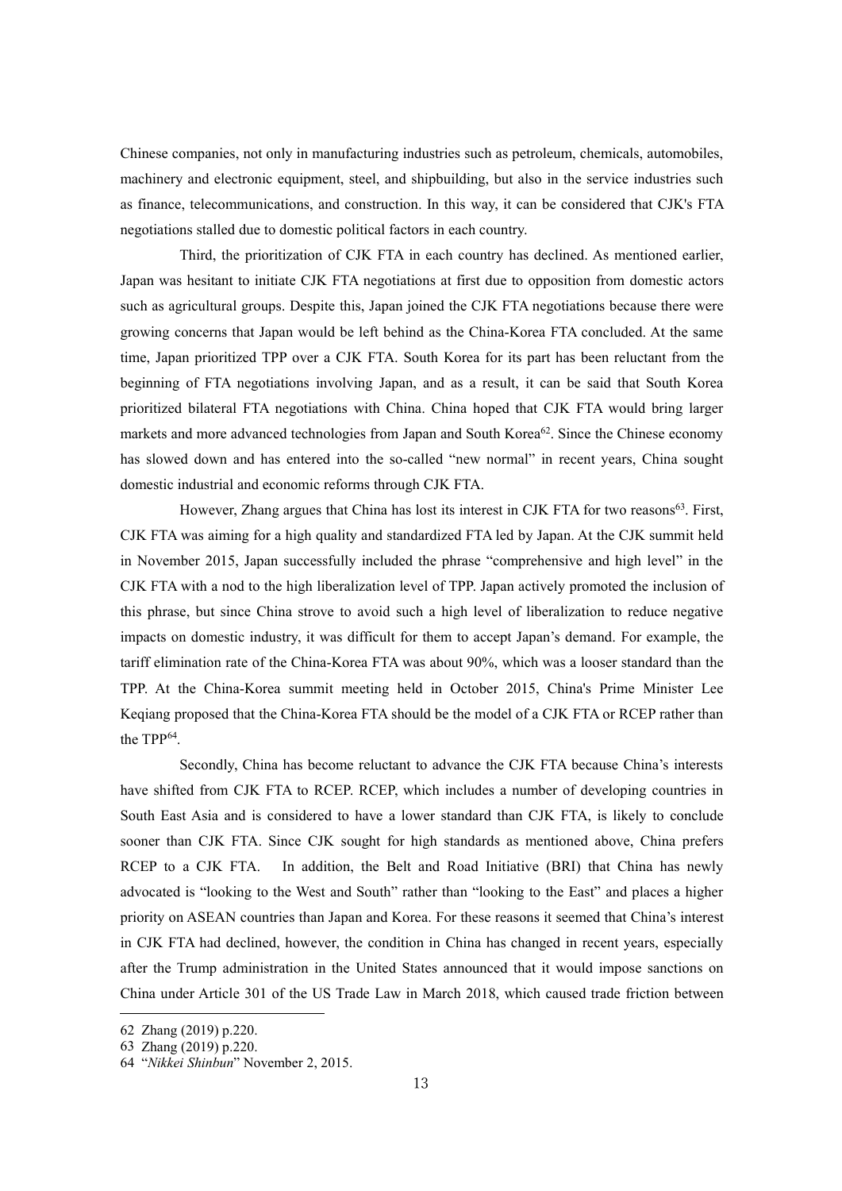Chinese companies, not only in manufacturing industries such as petroleum, chemicals, automobiles, machinery and electronic equipment, steel, and shipbuilding, but also in the service industries such as finance, telecommunications, and construction. In this way, it can be considered that CJK's FTA negotiations stalled due to domestic political factors in each country.

Third, the prioritization of CJK FTA in each country has declined. As mentioned earlier, Japan was hesitant to initiate CJK FTA negotiations at first due to opposition from domestic actors such as agricultural groups. Despite this, Japan joined the CJK FTA negotiations because there were growing concerns that Japan would be left behind as the China-Korea FTA concluded. At the same time, Japan prioritized TPP over a CJK FTA. South Korea for its part has been reluctant from the beginning of FTA negotiations involving Japan, and as a result, it can be said that South Korea prioritized bilateral FTA negotiations with China. China hoped that CJK FTA would bring larger markets and more advanced technologies from Japan and South Korea[62]. Since the Chinese economy has slowed down and has entered into the so-called "new normal" in recent years, China sought domestic industrial and economic reforms through CJK FTA.

However, Zhang argues that China has lost its interest in CJK FTA for two reasons[63]. First, CJK FTA was aiming for a high quality and standardized FTA led by Japan. At the CJK summit held in November 2015, Japan successfully included the phrase "comprehensive and high level" in the CJK FTA with a nod to the high liberalization level of TPP. Japan actively promoted the inclusion of this phrase, but since China strove to avoid such a high level of liberalization to reduce negative impacts on domestic industry, it was difficult for them to accept Japan's demand. For example, the tariff elimination rate of the China-Korea FTA was about 90%, which was a looser standard than the TPP. At the China-Korea summit meeting held in October 2015, China's Prime Minister Lee Keqiang proposed that the China-Korea FTA should be the model of a CJK FTA or RCEP rather than the TPP[64].

Secondly, China has become reluctant to advance the CJK FTA because China's interests have shifted from CJK FTA to RCEP. RCEP, which includes a number of developing countries in South East Asia and is considered to have a lower standard than CJK FTA, is likely to conclude sooner than CJK FTA. Since CJK sought for high standards as mentioned above, China prefers RCEP to a CJK FTA. In addition, the Belt and Road Initiative (BRI) that China has newly advocated is "looking to the West and South" rather than "looking to the East" and places a higher priority on ASEAN countries than Japan and Korea. For these reasons it seemed that China's interest in CJK FTA had declined, however, the condition in China has changed in recent years, especially after the Trump administration in the United States announced that it would impose sanctions on China under Article 301 of the US Trade Law in March 2018, which caused trade friction between

---

62 Zhang (2019) p.220.

63 Zhang (2019) p.220.

64 "*Nikkei Shinbun*" November 2, 2015.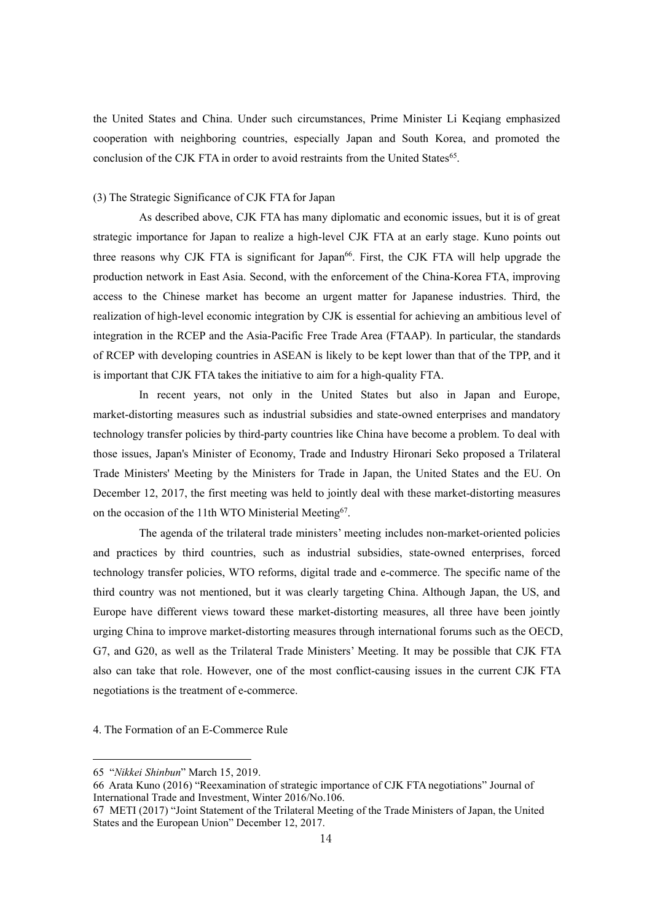the United States and China. Under such circumstances, Prime Minister Li Keqiang emphasized cooperation with neighboring countries, especially Japan and South Korea, and promoted the conclusion of the CJK FTA in order to avoid restraints from the United States[65].

### (3) The Strategic Significance of CJK FTA for Japan

As described above, CJK FTA has many diplomatic and economic issues, but it is of great strategic importance for Japan to realize a high-level CJK FTA at an early stage. Kuno points out three reasons why CJK FTA is significant for Japan[66]. First, the CJK FTA will help upgrade the production network in East Asia. Second, with the enforcement of the China-Korea FTA, improving access to the Chinese market has become an urgent matter for Japanese industries. Third, the realization of high-level economic integration by CJK is essential for achieving an ambitious level of integration in the RCEP and the Asia-Pacific Free Trade Area (FTAAP). In particular, the standards of RCEP with developing countries in ASEAN is likely to be kept lower than that of the TPP, and it is important that CJK FTA takes the initiative to aim for a high-quality FTA.

In recent years, not only in the United States but also in Japan and Europe, market-distorting measures such as industrial subsidies and state-owned enterprises and mandatory technology transfer policies by third-party countries like China have become a problem. To deal with those issues, Japan's Minister of Economy, Trade and Industry Hironari Seko proposed a Trilateral Trade Ministers' Meeting by the Ministers for Trade in Japan, the United States and the EU. On December 12, 2017, the first meeting was held to jointly deal with these market-distorting measures on the occasion of the 11th WTO Ministerial Meeting[67].

The agenda of the trilateral trade ministers' meeting includes non-market-oriented policies and practices by third countries, such as industrial subsidies, state-owned enterprises, forced technology transfer policies, WTO reforms, digital trade and e-commerce. The specific name of the third country was not mentioned, but it was clearly targeting China. Although Japan, the US, and Europe have different views toward these market-distorting measures, all three have been jointly urging China to improve market-distorting measures through international forums such as the OECD, G7, and G20, as well as the Trilateral Trade Ministers' Meeting. It may be possible that CJK FTA also can take that role. However, one of the most conflict-causing issues in the current CJK FTA negotiations is the treatment of e-commerce.

## 4. The Formation of an E-Commerce Rule

---

65 "*Nikkei Shinbun*" March 15, 2019.

66 Arata Kuno (2016) "Reexamination of strategic importance of CJK FTA negotiations" Journal of International Trade and Investment, Winter 2016/No.106.

67 METI (2017) "Joint Statement of the Trilateral Meeting of the Trade Ministers of Japan, the United States and the European Union" December 12, 2017.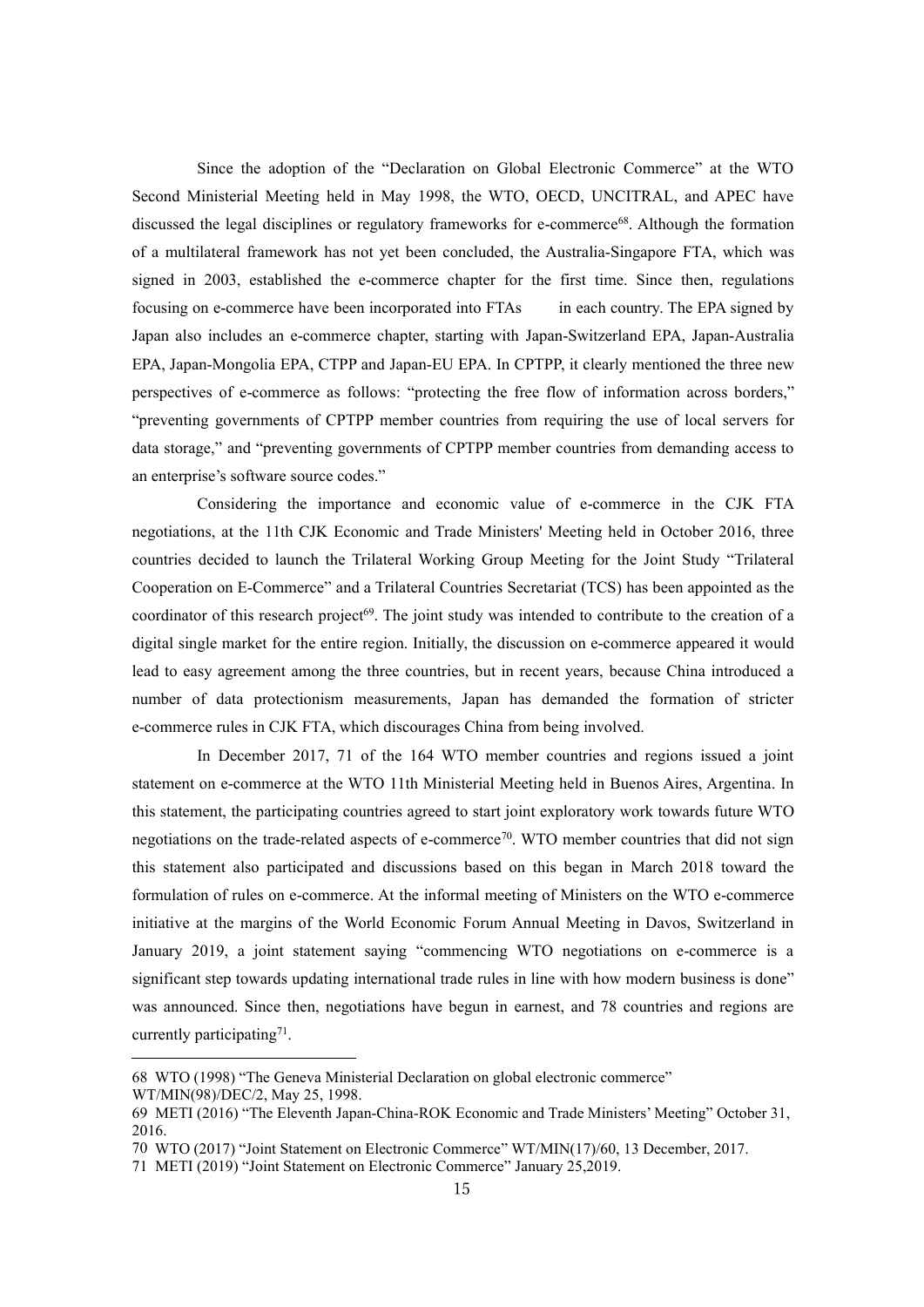Since the adoption of the "Declaration on Global Electronic Commerce" at the WTO Second Ministerial Meeting held in May 1998, the WTO, OECD, UNCITRAL, and APEC have discussed the legal disciplines or regulatory frameworks for e-commerce[68]. Although the formation of a multilateral framework has not yet been concluded, the Australia-Singapore FTA, which was signed in 2003, established the e-commerce chapter for the first time. Since then, regulations focusing on e-commerce have been incorporated into FTAs in each country. The EPA signed by Japan also includes an e-commerce chapter, starting with Japan-Switzerland EPA, Japan-Australia EPA, Japan-Mongolia EPA, CTPP and Japan-EU EPA. In CPTPP, it clearly mentioned the three new perspectives of e-commerce as follows: "protecting the free flow of information across borders," "preventing governments of CPTPP member countries from requiring the use of local servers for data storage," and "preventing governments of CPTPP member countries from demanding access to an enterprise's software source codes."

Considering the importance and economic value of e-commerce in the CJK FTA negotiations, at the 11th CJK Economic and Trade Ministers' Meeting held in October 2016, three countries decided to launch the Trilateral Working Group Meeting for the Joint Study "Trilateral Cooperation on E-Commerce" and a Trilateral Countries Secretariat (TCS) has been appointed as the coordinator of this research project[69]. The joint study was intended to contribute to the creation of a digital single market for the entire region. Initially, the discussion on e-commerce appeared it would lead to easy agreement among the three countries, but in recent years, because China introduced a number of data protectionism measurements, Japan has demanded the formation of stricter e-commerce rules in CJK FTA, which discourages China from being involved.

In December 2017, 71 of the 164 WTO member countries and regions issued a joint statement on e-commerce at the WTO 11th Ministerial Meeting held in Buenos Aires, Argentina. In this statement, the participating countries agreed to start joint exploratory work towards future WTO negotiations on the trade-related aspects of e-commerce[70]. WTO member countries that did not sign this statement also participated and discussions based on this began in March 2018 toward the formulation of rules on e-commerce. At the informal meeting of Ministers on the WTO e-commerce initiative at the margins of the World Economic Forum Annual Meeting in Davos, Switzerland in January 2019, a joint statement saying "commencing WTO negotiations on e-commerce is a significant step towards updating international trade rules in line with how modern business is done" was announced. Since then, negotiations have begun in earnest, and 78 countries and regions are currently participating[71].

---

68 WTO (1998) "The Geneva Ministerial Declaration on global electronic commerce" WT/MIN(98)/DEC/2, May 25, 1998.

69 METI (2016) "The Eleventh Japan-China-ROK Economic and Trade Ministers' Meeting" October 31, 2016.

70 WTO (2017) "Joint Statement on Electronic Commerce" WT/MIN(17)/60, 13 December, 2017.

71 METI (2019) "Joint Statement on Electronic Commerce" January 25,2019.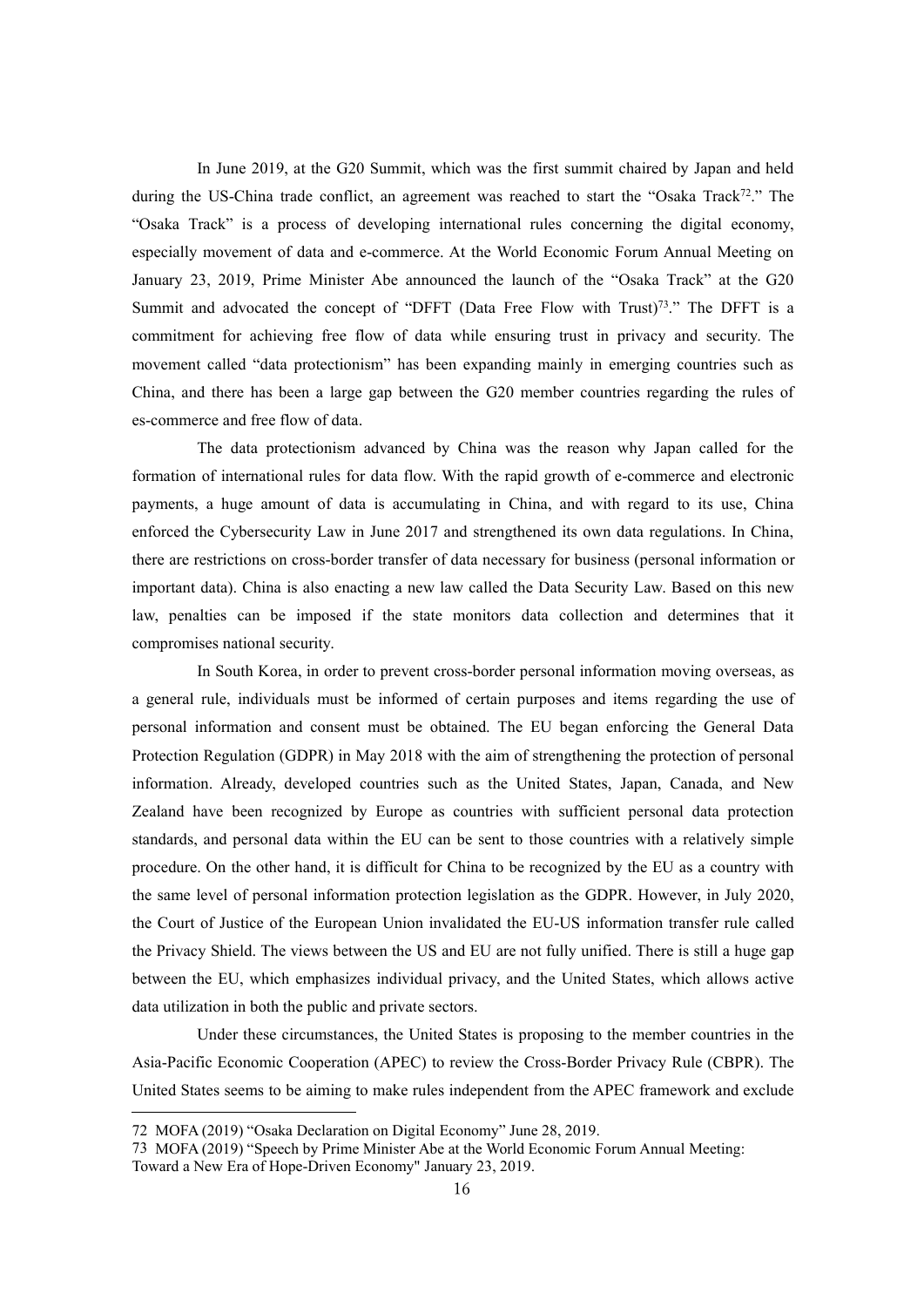In June 2019, at the G20 Summit, which was the first summit chaired by Japan and held during the US-China trade conflict, an agreement was reached to start the "Osaka Track[72]." The "Osaka Track" is a process of developing international rules concerning the digital economy, especially movement of data and e-commerce. At the World Economic Forum Annual Meeting on January 23, 2019, Prime Minister Abe announced the launch of the "Osaka Track" at the G20 Summit and advocated the concept of "DFFT (Data Free Flow with Trust)[73]." The DFFT is a commitment for achieving free flow of data while ensuring trust in privacy and security. The movement called "data protectionism" has been expanding mainly in emerging countries such as China, and there has been a large gap between the G20 member countries regarding the rules of es-commerce and free flow of data.

The data protectionism advanced by China was the reason why Japan called for the formation of international rules for data flow. With the rapid growth of e-commerce and electronic payments, a huge amount of data is accumulating in China, and with regard to its use, China enforced the Cybersecurity Law in June 2017 and strengthened its own data regulations. In China, there are restrictions on cross-border transfer of data necessary for business (personal information or important data). China is also enacting a new law called the Data Security Law. Based on this new law, penalties can be imposed if the state monitors data collection and determines that it compromises national security.

In South Korea, in order to prevent cross-border personal information moving overseas, as a general rule, individuals must be informed of certain purposes and items regarding the use of personal information and consent must be obtained. The EU began enforcing the General Data Protection Regulation (GDPR) in May 2018 with the aim of strengthening the protection of personal information. Already, developed countries such as the United States, Japan, Canada, and New Zealand have been recognized by Europe as countries with sufficient personal data protection standards, and personal data within the EU can be sent to those countries with a relatively simple procedure. On the other hand, it is difficult for China to be recognized by the EU as a country with the same level of personal information protection legislation as the GDPR. However, in July 2020, the Court of Justice of the European Union invalidated the EU-US information transfer rule called the Privacy Shield. The views between the US and EU are not fully unified. There is still a huge gap between the EU, which emphasizes individual privacy, and the United States, which allows active data utilization in both the public and private sectors.

Under these circumstances, the United States is proposing to the member countries in the Asia-Pacific Economic Cooperation (APEC) to review the Cross-Border Privacy Rule (CBPR). The United States seems to be aiming to make rules independent from the APEC framework and exclude

---

72 MOFA (2019) "Osaka Declaration on Digital Economy" June 28, 2019.

73 MOFA (2019) "Speech by Prime Minister Abe at the World Economic Forum Annual Meeting: Toward a New Era of Hope-Driven Economy" January 23, 2019.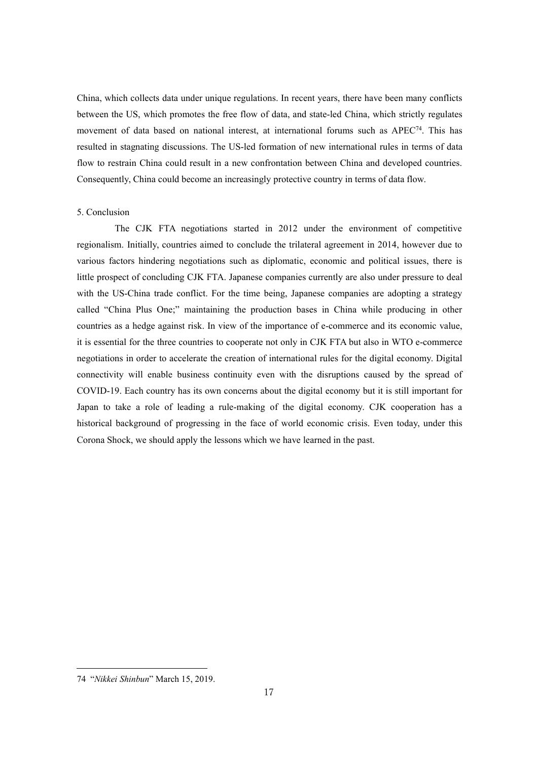China, which collects data under unique regulations. In recent years, there have been many conflicts between the US, which promotes the free flow of data, and state-led China, which strictly regulates movement of data based on national interest, at international forums such as APEC[74]. This has resulted in stagnating discussions. The US-led formation of new international rules in terms of data flow to restrain China could result in a new confrontation between China and developed countries. Consequently, China could become an increasingly protective country in terms of data flow.

## 5. Conclusion

The CJK FTA negotiations started in 2012 under the environment of competitive regionalism. Initially, countries aimed to conclude the trilateral agreement in 2014, however due to various factors hindering negotiations such as diplomatic, economic and political issues, there is little prospect of concluding CJK FTA. Japanese companies currently are also under pressure to deal with the US-China trade conflict. For the time being, Japanese companies are adopting a strategy called "China Plus One;" maintaining the production bases in China while producing in other countries as a hedge against risk. In view of the importance of e-commerce and its economic value, it is essential for the three countries to cooperate not only in CJK FTA but also in WTO e-commerce negotiations in order to accelerate the creation of international rules for the digital economy. Digital connectivity will enable business continuity even with the disruptions caused by the spread of COVID-19. Each country has its own concerns about the digital economy but it is still important for Japan to take a role of leading a rule-making of the digital economy. CJK cooperation has a historical background of progressing in the face of world economic crisis. Even today, under this Corona Shock, we should apply the lessons which we have learned in the past.

---

74 "*Nikkei Shinbun*" March 15, 2019.